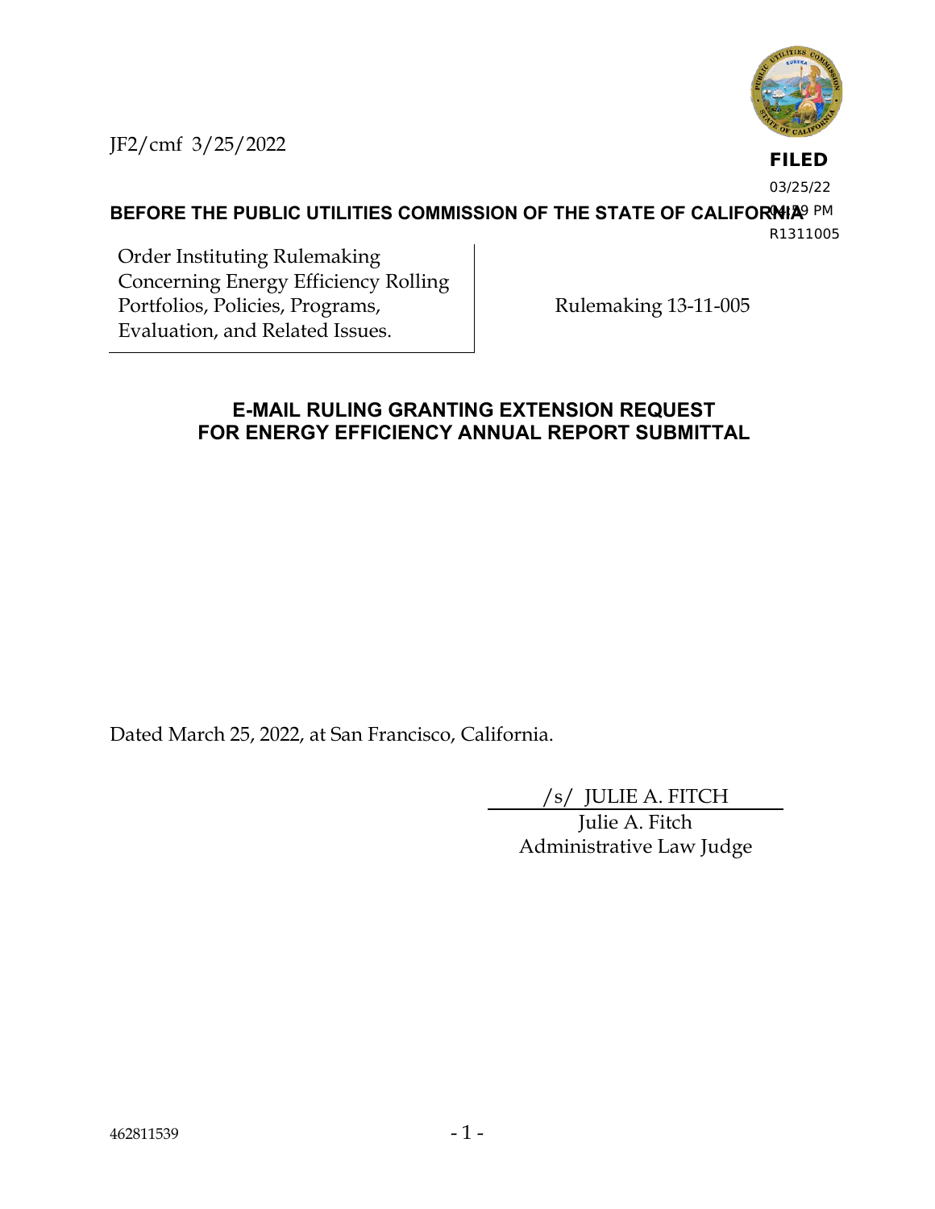JF2/cmf 3/25/2022

FILED
03/25/22
04:29 PM
R1311005

**BEFORE THE PUBLIC UTILITIES COMMISSION OF THE STATE OF CALIFORNIA**

| Order Instituting Rulemaking Concerning Energy Efficiency Rolling Portfolios, Policies, Programs, Evaluation, and Related Issues. | Rulemaking 13-11-005 |
|---|---|

## E-MAIL RULING GRANTING EXTENSION REQUEST FOR ENERGY EFFICIENCY ANNUAL REPORT SUBMITTAL

Dated March 25, 2022, at San Francisco, California.

/s/ JULIE A. FITCH
Julie A. Fitch
Administrative Law Judge

462811539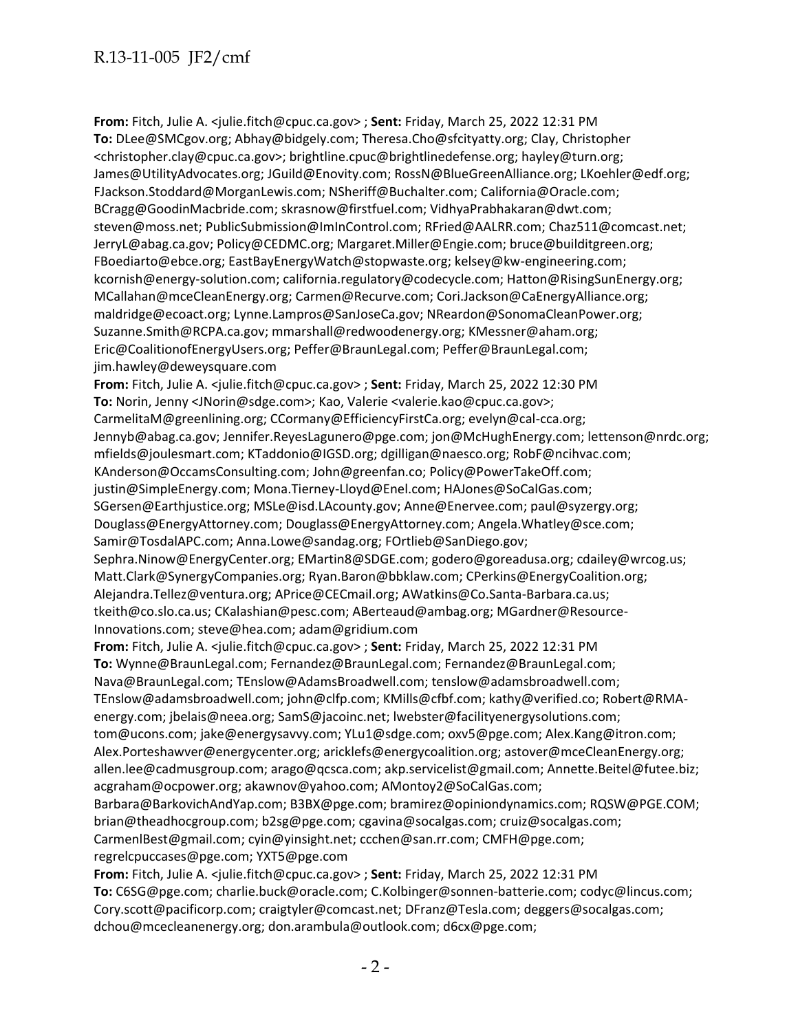**From:** Fitch, Julie A. <julie.fitch@cpuc.ca.gov> ; **Sent:** Friday, March 25, 2022 12:31 PM
**To:** DLee@SMCgov.org; Abhay@bidgely.com; Theresa.Cho@sfcityatty.org; Clay, Christopher <christopher.clay@cpuc.ca.gov>; brightline.cpuc@brightlinedefense.org; hayley@turn.org; James@UtilityAdvocates.org; JGuild@Enovity.com; RossN@BlueGreenAlliance.org; LKoehler@edf.org; FJackson.Stoddard@MorganLewis.com; NSheriff@Buchalter.com; California@Oracle.com; BCragg@GoodinMacbride.com; skrasnow@firstfuel.com; VidhyaPrabhakaran@dwt.com; steven@moss.net; PublicSubmission@ImInControl.com; RFried@AALRR.com; Chaz511@comcast.net; JerryL@abag.ca.gov; Policy@CEDMC.org; Margaret.Miller@Engie.com; bruce@builditgreen.org; FBoediarto@ebce.org; EastBayEnergyWatch@stopwaste.org; kelsey@kw-engineering.com; kcornish@energy-solution.com; california.regulatory@codecycle.com; Hatton@RisingSunEnergy.org; MCallahan@mceCleanEnergy.org; Carmen@Recurve.com; Cori.Jackson@CaEnergyAlliance.org; maldridge@ecoact.org; Lynne.Lampros@SanJoseCa.gov; NReardon@SonomaCleanPower.org; Suzanne.Smith@RCPA.ca.gov; mmarshall@redwoodenergy.org; KMessner@aham.org; Eric@CoalitionofEnergyUsers.org; Peffer@BraunLegal.com; Peffer@BraunLegal.com; jim.hawley@deweysquare.com
**From:** Fitch, Julie A. <julie.fitch@cpuc.ca.gov> ; **Sent:** Friday, March 25, 2022 12:30 PM
**To:** Norin, Jenny <JNorin@sdge.com>; Kao, Valerie <valerie.kao@cpuc.ca.gov>; CarmelitaM@greenlining.org; CCormany@EfficiencyFirstCa.org; evelyn@cal-cca.org; Jennyb@abag.ca.gov; Jennifer.ReyesLagunero@pge.com; jon@McHughEnergy.com; lettenson@nrdc.org; mfields@joulesmart.com; KTaddonio@IGSD.org; dgilligan@naesco.org; RobF@ncihvac.com; KAnderson@OccamsConsulting.com; John@greenfan.co; Policy@PowerTakeOff.com; justin@SimpleEnergy.com; Mona.Tierney-Lloyd@Enel.com; HAJones@SoCalGas.com; SGersen@Earthjustice.org; MSLe@isd.LAcounty.gov; Anne@Enervee.com; paul@syzergy.org; Douglass@EnergyAttorney.com; Douglass@EnergyAttorney.com; Angela.Whatley@sce.com; Samir@TosdalAPC.com; Anna.Lowe@sandag.org; FOrtlieb@SanDiego.gov; Sephra.Ninow@EnergyCenter.org; EMartin8@SDGE.com; godero@goreadusa.org; cdailey@wrcog.us; Matt.Clark@SynergyCompanies.org; Ryan.Baron@bbklaw.com; CPerkins@EnergyCoalition.org; Alejandra.Tellez@ventura.org; APrice@CECmail.org; AWatkins@Co.Santa-Barbara.ca.us; tkeith@co.slo.ca.us; CKalashian@pesc.com; ABerteaud@ambag.org; MGardner@Resource-Innovations.com; steve@hea.com; adam@gridium.com
**From:** Fitch, Julie A. <julie.fitch@cpuc.ca.gov> ; **Sent:** Friday, March 25, 2022 12:31 PM
**To:** Wynne@BraunLegal.com; Fernandez@BraunLegal.com; Fernandez@BraunLegal.com; Nava@BraunLegal.com; TEnslow@AdamsBroadwell.com; tenslow@adamsbroadwell.com; TEnslow@adamsbroadwell.com; john@clfp.com; KMills@cfbf.com; kathy@verified.co; Robert@RMA-energy.com; jbelais@neea.org; SamS@jacoinc.net; lwebster@facilityenergysolutions.com; tom@ucons.com; jake@energysavvy.com; YLu1@sdge.com; oxv5@pge.com; Alex.Kang@itron.com; Alex.Porteshawver@energycenter.org; aricklefs@energycoalition.org; astover@mceCleanEnergy.org; allen.lee@cadmusgroup.com; arago@qcsca.com; akp.servicelist@gmail.com; Annette.Beitel@futee.biz; acgraham@ocpower.org; akawnov@yahoo.com; AMontoy2@SoCalGas.com; Barbara@BarkovichAndYap.com; B3BX@pge.com; bramirez@opiniondynamics.com; RQSW@PGE.COM; brian@theadhocgroup.com; b2sg@pge.com; cgavina@socalgas.com; cruiz@socalgas.com; CarmenlBest@gmail.com; cyin@yinsight.net; ccchen@san.rr.com; CMFH@pge.com; regrelcpuccases@pge.com; YXT5@pge.com
**From:** Fitch, Julie A. <julie.fitch@cpuc.ca.gov> ; **Sent:** Friday, March 25, 2022 12:31 PM
**To:** C6SG@pge.com; charlie.buck@oracle.com; C.Kolbinger@sonnen-batterie.com; codyc@lincus.com; Cory.scott@pacificorp.com; craigtyler@comcast.net; DFranz@Tesla.com; deggers@socalgas.com; dchou@mcecleanenergy.org; don.arambula@outlook.com; d6cx@pge.com;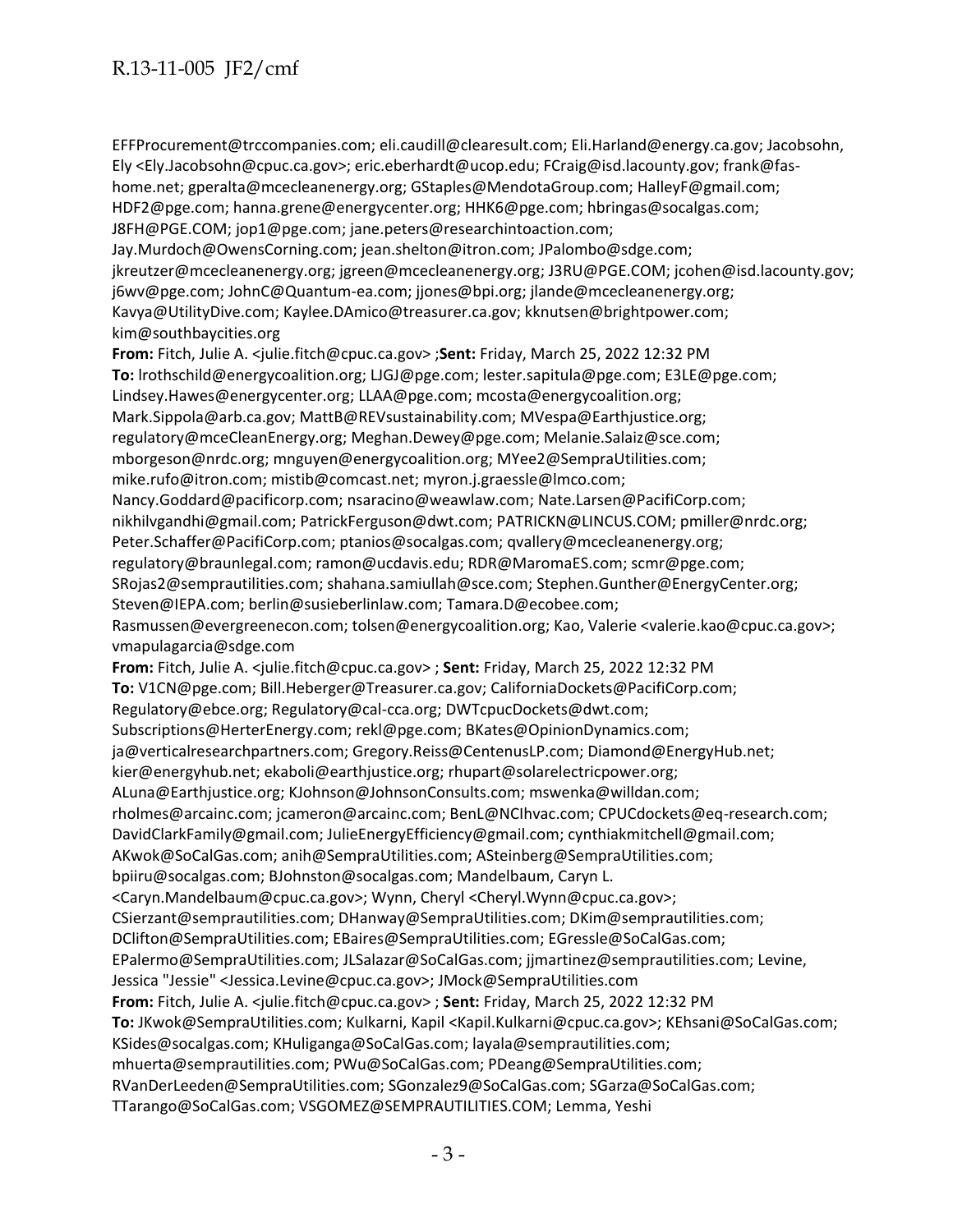EFFProcurement@trccompanies.com; eli.caudill@clearesult.com; Eli.Harland@energy.ca.gov; Jacobsohn, Ely <Ely.Jacobsohn@cpuc.ca.gov>; eric.eberhardt@ucop.edu; FCraig@isd.lacounty.gov; frank@fas-home.net; gperalta@mcecleanenergy.org; GStaples@MendotaGroup.com; HalleyF@gmail.com; HDF2@pge.com; hanna.grene@energycenter.org; HHK6@pge.com; hbringas@socalgas.com; J8FH@PGE.COM; jop1@pge.com; jane.peters@researchintoaction.com; Jay.Murdoch@OwensCorning.com; jean.shelton@itron.com; JPalombo@sdge.com; jkreutzer@mcecleanenergy.org; jgreen@mcecleanenergy.org; J3RU@PGE.COM; jcohen@isd.lacounty.gov; j6wv@pge.com; JohnC@Quantum-ea.com; jjones@bpi.org; jlande@mcecleanenergy.org; Kavya@UtilityDive.com; Kaylee.DAmico@treasurer.ca.gov; kknutsen@brightpower.com; kim@southbaycities.org

**From:** Fitch, Julie A. <julie.fitch@cpuc.ca.gov> ;**Sent:** Friday, March 25, 2022 12:32 PM
**To:** lrothschild@energycoalition.org; LJGJ@pge.com; lester.sapitula@pge.com; E3LE@pge.com; Lindsey.Hawes@energycenter.org; LLAA@pge.com; mcosta@energycoalition.org; Mark.Sippola@arb.ca.gov; MattB@REVsustainability.com; MVespa@Earthjustice.org; regulatory@mceCleanEnergy.org; Meghan.Dewey@pge.com; Melanie.Salaiz@sce.com; mborgeson@nrdc.org; mnguyen@energycoalition.org; MYee2@SempraUtilities.com; mike.rufo@itron.com; mistib@comcast.net; myron.j.graessle@lmco.com; Nancy.Goddard@pacificorp.com; nsaracino@weawlaw.com; Nate.Larsen@PacifiCorp.com; nikhilvgandhi@gmail.com; PatrickFerguson@dwt.com; PATRICKN@LINCUS.COM; pmiller@nrdc.org; Peter.Schaffer@PacifiCorp.com; ptanios@socalgas.com; qvallery@mcecleanenergy.org; regulatory@braunlegal.com; ramon@ucdavis.edu; RDR@MaromaES.com; scmr@pge.com; SRojas2@semprautilities.com; shahana.samiullah@sce.com; Stephen.Gunther@EnergyCenter.org; Steven@IEPA.com; berlin@susieberlinlaw.com; Tamara.D@ecobee.com; Rasmussen@evergreenecon.com; tolsen@energycoalition.org; Kao, Valerie <valerie.kao@cpuc.ca.gov>; vmapulagarcia@sdge.com

**From:** Fitch, Julie A. <julie.fitch@cpuc.ca.gov> ; **Sent:** Friday, March 25, 2022 12:32 PM
**To:** V1CN@pge.com; Bill.Heberger@Treasurer.ca.gov; CaliforniaDockets@PacifiCorp.com; Regulatory@ebce.org; Regulatory@cal-cca.org; DWTcpucDockets@dwt.com; Subscriptions@HerterEnergy.com; rekl@pge.com; BKates@OpinionDynamics.com; ja@verticalresearchpartners.com; Gregory.Reiss@CentenusLP.com; Diamond@EnergyHub.net; kier@energyhub.net; ekaboli@earthjustice.org; rhupart@solarelectricpower.org; ALuna@Earthjustice.org; KJohnson@JohnsonConsults.com; mswenka@willdan.com; rholmes@arcainc.com; jcameron@arcainc.com; BenL@NCIhvac.com; CPUCdockets@eq-research.com; DavidClarkFamily@gmail.com; JulieEnergyEfficiency@gmail.com; cynthiakmitchell@gmail.com; AKwok@SoCalGas.com; anih@SempraUtilities.com; ASteinberg@SempraUtilities.com; bpiiru@socalgas.com; BJohnston@socalgas.com; Mandelbaum, Caryn L. <Caryn.Mandelbaum@cpuc.ca.gov>; Wynn, Cheryl <Cheryl.Wynn@cpuc.ca.gov>; CSierzant@semprautilities.com; DHanway@SempraUtilities.com; DKim@semprautilities.com; DClifton@SempraUtilities.com; EBaires@SempraUtilities.com; EGressle@SoCalGas.com; EPalermo@SempraUtilities.com; JLSalazar@SoCalGas.com; jjmartinez@semprautilities.com; Levine, Jessica "Jessie" <Jessica.Levine@cpuc.ca.gov>; JMock@SempraUtilities.com

**From:** Fitch, Julie A. <julie.fitch@cpuc.ca.gov> ; **Sent:** Friday, March 25, 2022 12:32 PM
**To:** JKwok@SempraUtilities.com; Kulkarni, Kapil <Kapil.Kulkarni@cpuc.ca.gov>; KEhsani@SoCalGas.com; KSides@socalgas.com; KHuliganga@SoCalGas.com; layala@semprautilities.com; mhuerta@semprautilities.com; PWu@SoCalGas.com; PDeang@SempraUtilities.com; RVanDerLeeden@SempraUtilities.com; SGonzalez9@SoCalGas.com; SGarza@SoCalGas.com; TTarango@SoCalGas.com; VSGOMEZ@SEMPRAUTILITIES.COM; Lemma, Yeshi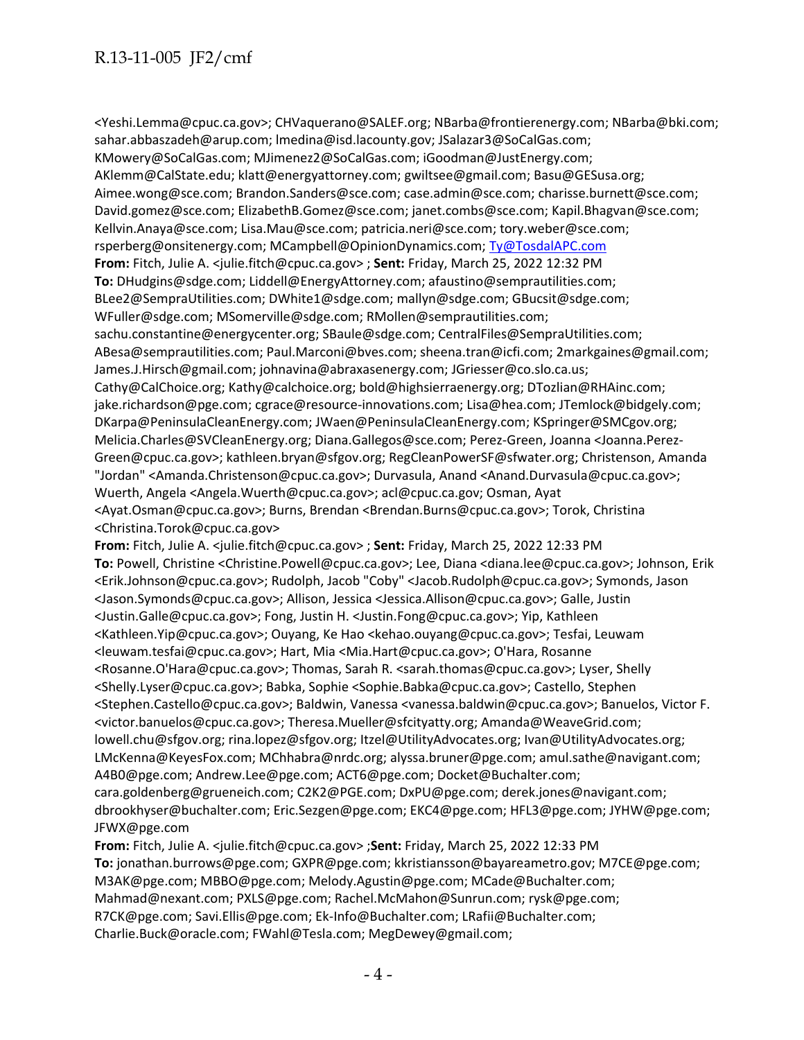<Yeshi.Lemma@cpuc.ca.gov>; CHVaquerano@SALEF.org; NBarba@frontierenergy.com; NBarba@bki.com; sahar.abbaszadeh@arup.com; lmedina@isd.lacounty.gov; JSalazar3@SoCalGas.com; KMowery@SoCalGas.com; MJimenez2@SoCalGas.com; iGoodman@JustEnergy.com; AKlemm@CalState.edu; klatt@energyattorney.com; gwiltsee@gmail.com; Basu@GESusa.org; Aimee.wong@sce.com; Brandon.Sanders@sce.com; case.admin@sce.com; charisse.burnett@sce.com; David.gomez@sce.com; ElizabethB.Gomez@sce.com; janet.combs@sce.com; Kapil.Bhagvan@sce.com; Kellvin.Anaya@sce.com; Lisa.Mau@sce.com; patricia.neri@sce.com; tory.weber@sce.com; rsperberg@onsitenergy.com; MCampbell@OpinionDynamics.com; Ty@TosdalAPC.com

**From:** Fitch, Julie A. <julie.fitch@cpuc.ca.gov> ; **Sent:** Friday, March 25, 2022 12:32 PM
**To:** DHudgins@sdge.com; Liddell@EnergyAttorney.com; afaustino@semprautilities.com; BLee2@SempraUtilities.com; DWhite1@sdge.com; mallyn@sdge.com; GBucsit@sdge.com; WFuller@sdge.com; MSomerville@sdge.com; RMollen@semprautilities.com; sachu.constantine@energycenter.org; SBaule@sdge.com; CentralFiles@SempraUtilities.com; ABesa@semprautilities.com; Paul.Marconi@bves.com; sheena.tran@icfi.com; 2markgaines@gmail.com; James.J.Hirsch@gmail.com; johnavina@abraxasenergy.com; JGriesser@co.slo.ca.us; Cathy@CalChoice.org; Kathy@calchoice.org; bold@highsierraenergy.org; DTozlian@RHAinc.com; jake.richardson@pge.com; cgrace@resource-innovations.com; Lisa@hea.com; JTemlock@bidgely.com; DKarpa@PeninsulaCleanEnergy.com; JWaen@PeninsulaCleanEnergy.com; KSpringer@SMCgov.org; Melicia.Charles@SVCleanEnergy.org; Diana.Gallegos@sce.com; Perez-Green, Joanna <Joanna.Perez-Green@cpuc.ca.gov>; kathleen.bryan@sfgov.org; RegCleanPowerSF@sfwater.org; Christenson, Amanda "Jordan" <Amanda.Christenson@cpuc.ca.gov>; Durvasula, Anand <Anand.Durvasula@cpuc.ca.gov>; Wuerth, Angela <Angela.Wuerth@cpuc.ca.gov>; acl@cpuc.ca.gov; Osman, Ayat <Ayat.Osman@cpuc.ca.gov>; Burns, Brendan <Brendan.Burns@cpuc.ca.gov>; Torok, Christina <Christina.Torok@cpuc.ca.gov>

**From:** Fitch, Julie A. <julie.fitch@cpuc.ca.gov> ; **Sent:** Friday, March 25, 2022 12:33 PM
**To:** Powell, Christine <Christine.Powell@cpuc.ca.gov>; Lee, Diana <diana.lee@cpuc.ca.gov>; Johnson, Erik <Erik.Johnson@cpuc.ca.gov>; Rudolph, Jacob "Coby" <Jacob.Rudolph@cpuc.ca.gov>; Symonds, Jason <Jason.Symonds@cpuc.ca.gov>; Allison, Jessica <Jessica.Allison@cpuc.ca.gov>; Galle, Justin <Justin.Galle@cpuc.ca.gov>; Fong, Justin H. <Justin.Fong@cpuc.ca.gov>; Yip, Kathleen <Kathleen.Yip@cpuc.ca.gov>; Ouyang, Ke Hao <kehao.ouyang@cpuc.ca.gov>; Tesfai, Leuwam <leuwam.tesfai@cpuc.ca.gov>; Hart, Mia <Mia.Hart@cpuc.ca.gov>; O'Hara, Rosanne <Rosanne.O'Hara@cpuc.ca.gov>; Thomas, Sarah R. <sarah.thomas@cpuc.ca.gov>; Lyser, Shelly <Shelly.Lyser@cpuc.ca.gov>; Babka, Sophie <Sophie.Babka@cpuc.ca.gov>; Castello, Stephen <Stephen.Castello@cpuc.ca.gov>; Baldwin, Vanessa <vanessa.baldwin@cpuc.ca.gov>; Banuelos, Victor F. <victor.banuelos@cpuc.ca.gov>; Theresa.Mueller@sfcityatty.org; Amanda@WeaveGrid.com; lowell.chu@sfgov.org; rina.lopez@sfgov.org; Itzel@UtilityAdvocates.org; Ivan@UtilityAdvocates.org; LMcKenna@KeyesFox.com; MChhabra@nrdc.org; alyssa.bruner@pge.com; amul.sathe@navigant.com; A4B0@pge.com; Andrew.Lee@pge.com; ACT6@pge.com; Docket@Buchalter.com; cara.goldenberg@grueneich.com; C2K2@PGE.com; DxPU@pge.com; derek.jones@navigant.com; dbrookhyser@buchalter.com; Eric.Sezgen@pge.com; EKC4@pge.com; HFL3@pge.com; JYHW@pge.com; JFWX@pge.com

**From:** Fitch, Julie A. <julie.fitch@cpuc.ca.gov> ;**Sent:** Friday, March 25, 2022 12:33 PM
**To:** jonathan.burrows@pge.com; GXPR@pge.com; kkristiansson@bayareametro.gov; M7CE@pge.com; M3AK@pge.com; MBBO@pge.com; Melody.Agustin@pge.com; MCade@Buchalter.com; Mahmad@nexant.com; PXLS@pge.com; Rachel.McMahon@Sunrun.com; rysk@pge.com; R7CK@pge.com; Savi.Ellis@pge.com; Ek-Info@Buchalter.com; LRafii@Buchalter.com; Charlie.Buck@oracle.com; FWahl@Tesla.com; MegDewey@gmail.com;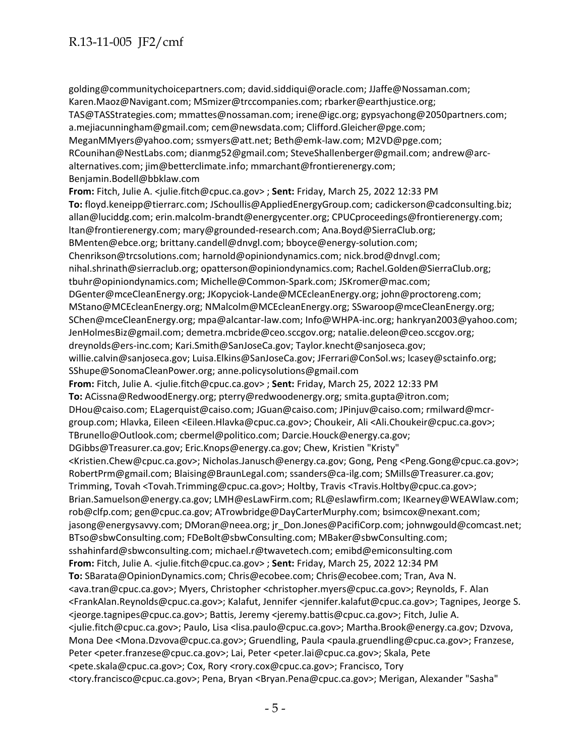golding@communitychoicepartners.com; david.siddiqui@oracle.com; JJaffe@Nossaman.com; Karen.Maoz@Navigant.com; MSmizer@trccompanies.com; rbarker@earthjustice.org; TAS@TASStrategies.com; mmattes@nossaman.com; irene@igc.org; gypsyachong@2050partners.com; a.mejiacunningham@gmail.com; cem@newsdata.com; Clifford.Gleicher@pge.com; MeganMMyers@yahoo.com; ssmyers@att.net; Beth@emk-law.com; M2VD@pge.com; RCounihan@NestLabs.com; dianmg52@gmail.com; SteveShallenberger@gmail.com; andrew@arc-alternatives.com; jim@betterclimate.info; mmarchant@frontierenergy.com; Benjamin.Bodell@bbklaw.com

**From:** Fitch, Julie A. <julie.fitch@cpuc.ca.gov> ; **Sent:** Friday, March 25, 2022 12:33 PM

**To:** floyd.keneipp@tierrarc.com; JSchoullis@AppliedEnergyGroup.com; cadickerson@cadconsulting.biz; allan@luciddg.com; erin.malcolm-brandt@energycenter.org; CPUCproceedings@frontierenergy.com; ltan@frontierenergy.com; mary@grounded-research.com; Ana.Boyd@SierraClub.org; BMenten@ebce.org; brittany.candell@dnvgl.com; bboyce@energy-solution.com; Chenrikson@trcsolutions.com; harnold@opiniondynamics.com; nick.brod@dnvgl.com; nihal.shrinath@sierraclub.org; opatterson@opiniondynamics.com; Rachel.Golden@SierraClub.org; tbuhr@opiniondynamics.com; Michelle@Common-Spark.com; JSKromer@mac.com; DGenter@mceCleanEnergy.org; JKopyciok-Lande@MCEcleanEnergy.org; john@proctoreng.com; MStano@MCEcleanEnergy.org; NMalcolm@MCEcleanEnergy.org; SSwaroop@mceCleanEnergy.org; SChen@mceCleanEnergy.org; mpa@alcantar-law.com; Info@WHPA-inc.org; hankryan2003@yahoo.com; JenHolmesBiz@gmail.com; demetra.mcbride@ceo.sccgov.org; natalie.deleon@ceo.sccgov.org; dreynolds@ers-inc.com; Kari.Smith@SanJoseCa.gov; Taylor.knecht@sanjoseca.gov; willie.calvin@sanjoseca.gov; Luisa.Elkins@SanJoseCa.gov; JFerrari@ConSol.ws; lcasey@sctainfo.org; SShupe@SonomaCleanPower.org; anne.policysolutions@gmail.com

**From:** Fitch, Julie A. <julie.fitch@cpuc.ca.gov> ; **Sent:** Friday, March 25, 2022 12:33 PM

**To:** ACissna@RedwoodEnergy.org; pterry@redwoodenergy.org; smita.gupta@itron.com; DHou@caiso.com; ELagerquist@caiso.com; JGuan@caiso.com; JPinjuv@caiso.com; rmilward@mcr-group.com; Hlavka, Eileen <Eileen.Hlavka@cpuc.ca.gov>; Choukeir, Ali <Ali.Choukeir@cpuc.ca.gov>; TBrunello@Outlook.com; cbermel@politico.com; Darcie.Houck@energy.ca.gov; DGibbs@Treasurer.ca.gov; Eric.Knops@energy.ca.gov; Chew, Kristien "Kristy" <Kristien.Chew@cpuc.ca.gov>; Nicholas.Janusch@energy.ca.gov; Gong, Peng <Peng.Gong@cpuc.ca.gov>; RobertPrm@gmail.com; Blaising@BraunLegal.com; ssanders@ca-ilg.com; SMills@Treasurer.ca.gov; Trimming, Tovah <Tovah.Trimming@cpuc.ca.gov>; Holtby, Travis <Travis.Holtby@cpuc.ca.gov>; Brian.Samuelson@energy.ca.gov; LMH@esLawFirm.com; RL@eslawfirm.com; IKearney@WEAWlaw.com; rob@clfp.com; gen@cpuc.ca.gov; ATrowbridge@DayCarterMurphy.com; bsimcox@nexant.com; jasong@energysavvy.com; DMoran@neea.org; jr_Don.Jones@PacifiCorp.com; johnwgould@comcast.net; BTso@sbwConsulting.com; FDeBolt@sbwConsulting.com; MBaker@sbwConsulting.com; sshahinfard@sbwconsulting.com; michael.r@twavetech.com; emibd@emiconsulting.com

**From:** Fitch, Julie A. <julie.fitch@cpuc.ca.gov> ; **Sent:** Friday, March 25, 2022 12:34 PM

**To:** SBarata@OpinionDynamics.com; Chris@ecobee.com; Chris@ecobee.com; Tran, Ava N. <ava.tran@cpuc.ca.gov>; Myers, Christopher <christopher.myers@cpuc.ca.gov>; Reynolds, F. Alan <FrankAlan.Reynolds@cpuc.ca.gov>; Kalafut, Jennifer <jennifer.kalafut@cpuc.ca.gov>; Tagnipes, Jeorge S. <jeorge.tagnipes@cpuc.ca.gov>; Battis, Jeremy <jeremy.battis@cpuc.ca.gov>; Fitch, Julie A. <julie.fitch@cpuc.ca.gov>; Paulo, Lisa <lisa.paulo@cpuc.ca.gov>; Martha.Brook@energy.ca.gov; Dzvova, Mona Dee <Mona.Dzvova@cpuc.ca.gov>; Gruendling, Paula <paula.gruendling@cpuc.ca.gov>; Franzese, Peter <peter.franzese@cpuc.ca.gov>; Lai, Peter <peter.lai@cpuc.ca.gov>; Skala, Pete <pete.skala@cpuc.ca.gov>; Cox, Rory <rory.cox@cpuc.ca.gov>; Francisco, Tory <tory.francisco@cpuc.ca.gov>; Pena, Bryan <Bryan.Pena@cpuc.ca.gov>; Merigan, Alexander "Sasha"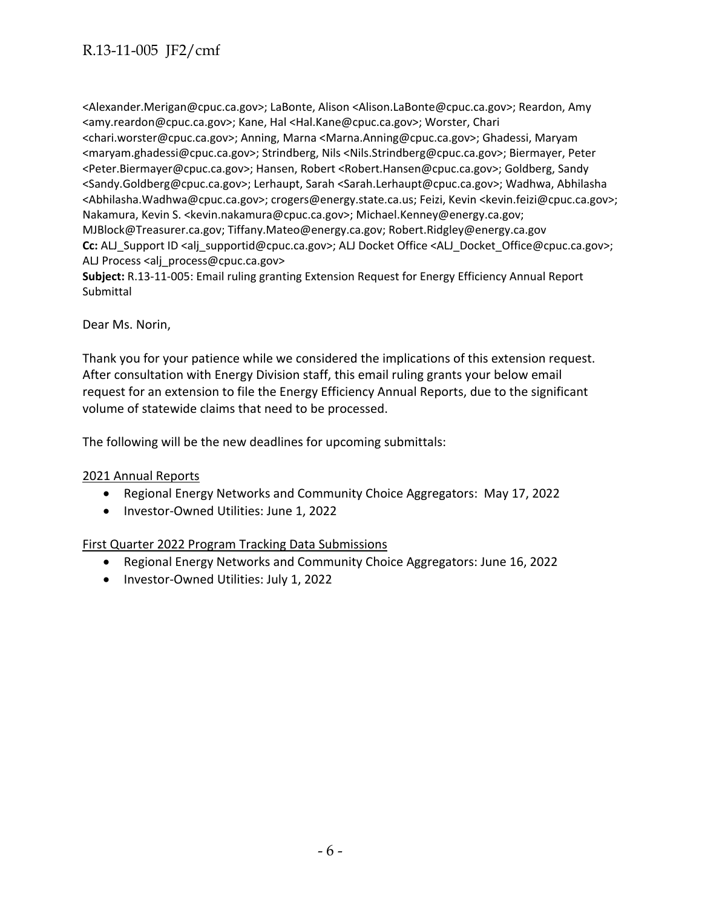<Alexander.Merigan@cpuc.ca.gov>; LaBonte, Alison <Alison.LaBonte@cpuc.ca.gov>; Reardon, Amy <amy.reardon@cpuc.ca.gov>; Kane, Hal <Hal.Kane@cpuc.ca.gov>; Worster, Chari <chari.worster@cpuc.ca.gov>; Anning, Marna <Marna.Anning@cpuc.ca.gov>; Ghadessi, Maryam <maryam.ghadessi@cpuc.ca.gov>; Strindberg, Nils <Nils.Strindberg@cpuc.ca.gov>; Biermayer, Peter <Peter.Biermayer@cpuc.ca.gov>; Hansen, Robert <Robert.Hansen@cpuc.ca.gov>; Goldberg, Sandy <Sandy.Goldberg@cpuc.ca.gov>; Lerhaupt, Sarah <Sarah.Lerhaupt@cpuc.ca.gov>; Wadhwa, Abhilasha <Abhilasha.Wadhwa@cpuc.ca.gov>; crogers@energy.state.ca.us; Feizi, Kevin <kevin.feizi@cpuc.ca.gov>; Nakamura, Kevin S. <kevin.nakamura@cpuc.ca.gov>; Michael.Kenney@energy.ca.gov; MJBlock@Treasurer.ca.gov; Tiffany.Mateo@energy.ca.gov; Robert.Ridgley@energy.ca.gov
**Cc:** ALJ_Support ID <alj_supportid@cpuc.ca.gov>; ALJ Docket Office <ALJ_Docket_Office@cpuc.ca.gov>; ALJ Process <alj_process@cpuc.ca.gov>
**Subject:** R.13-11-005: Email ruling granting Extension Request for Energy Efficiency Annual Report Submittal

Dear Ms. Norin,

Thank you for your patience while we considered the implications of this extension request. After consultation with Energy Division staff, this email ruling grants your below email request for an extension to file the Energy Efficiency Annual Reports, due to the significant volume of statewide claims that need to be processed.

The following will be the new deadlines for upcoming submittals:

<u>2021 Annual Reports</u>

- Regional Energy Networks and Community Choice Aggregators: May 17, 2022
- Investor-Owned Utilities: June 1, 2022

<u>First Quarter 2022 Program Tracking Data Submissions</u>

- Regional Energy Networks and Community Choice Aggregators: June 16, 2022
- Investor-Owned Utilities: July 1, 2022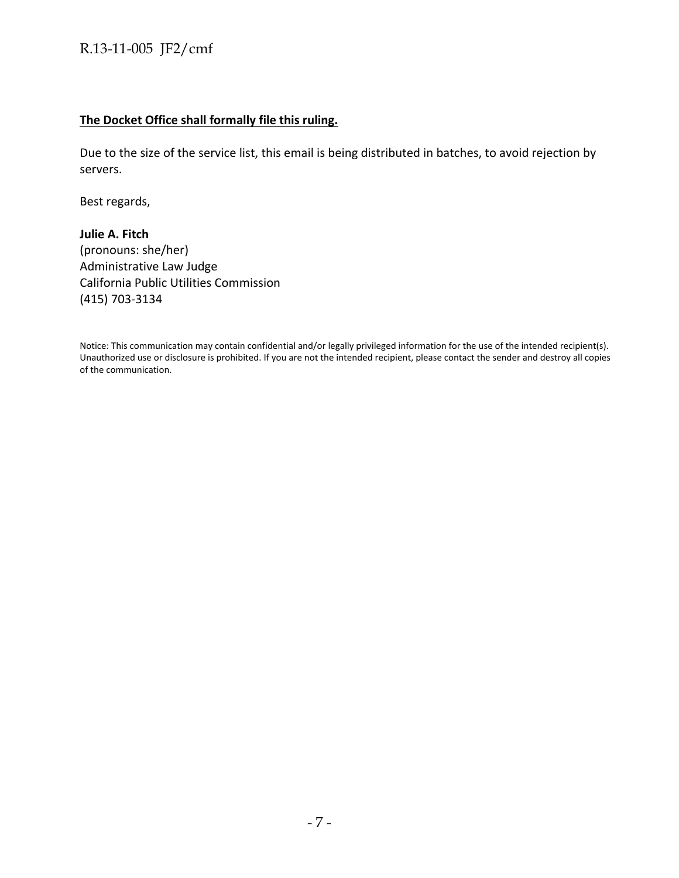**<u>The Docket Office shall formally file this ruling.</u>**

Due to the size of the service list, this email is being distributed in batches, to avoid rejection by servers.

Best regards,

**Julie A. Fitch**
(pronouns: she/her)
Administrative Law Judge
California Public Utilities Commission
(415) 703-3134

Notice: This communication may contain confidential and/or legally privileged information for the use of the intended recipient(s). Unauthorized use or disclosure is prohibited. If you are not the intended recipient, please contact the sender and destroy all copies of the communication.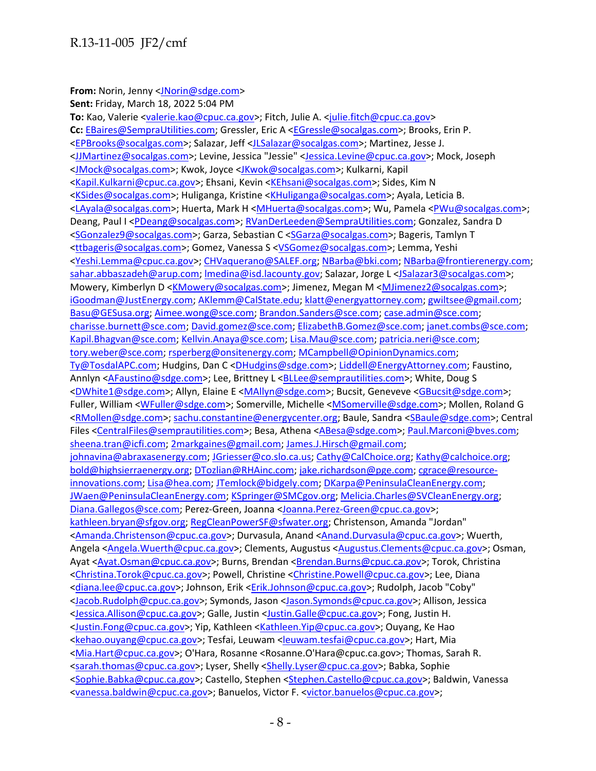**From:** Norin, Jenny <JNorin@sdge.com>
**Sent:** Friday, March 18, 2022 5:04 PM
**To:** Kao, Valerie <valerie.kao@cpuc.ca.gov>; Fitch, Julie A. <julie.fitch@cpuc.ca.gov>
**Cc:** EBaires@SempraUtilities.com; Gressler, Eric A <EGressle@socalgas.com>; Brooks, Erin P. <EPBrooks@socalgas.com>; Salazar, Jeff <JLSalazar@socalgas.com>; Martinez, Jesse J. <JJMartinez@socalgas.com>; Levine, Jessica "Jessie" <Jessica.Levine@cpuc.ca.gov>; Mock, Joseph <JMock@socalgas.com>; Kwok, Joyce <JKwok@socalgas.com>; Kulkarni, Kapil <Kapil.Kulkarni@cpuc.ca.gov>; Ehsani, Kevin <KEhsani@socalgas.com>; Sides, Kim N <KSides@socalgas.com>; Huliganga, Kristine <KHuliganga@socalgas.com>; Ayala, Leticia B. <LAyala@socalgas.com>; Huerta, Mark H <MHuerta@socalgas.com>; Wu, Pamela <PWu@socalgas.com>; Deang, Paul I <PDeang@socalgas.com>; RVanDerLeeden@SempraUtilities.com; Gonzalez, Sandra D <SGonzalez9@socalgas.com>; Garza, Sebastian C <SGarza@socalgas.com>; Bageris, Tamlyn T <ttbageris@socalgas.com>; Gomez, Vanessa S <VSGomez@socalgas.com>; Lemma, Yeshi <Yeshi.Lemma@cpuc.ca.gov>; CHVaquerano@SALEF.org; NBarba@bki.com; NBarba@frontierenergy.com; sahar.abbaszadeh@arup.com; lmedina@isd.lacounty.gov; Salazar, Jorge L <JSalazar3@socalgas.com>; Mowery, Kimberlyn D <KMowery@socalgas.com>; Jimenez, Megan M <MJimenez2@socalgas.com>; iGoodman@JustEnergy.com; AKlemm@CalState.edu; klatt@energyattorney.com; gwiltsee@gmail.com; Basu@GESusa.org; Aimee.wong@sce.com; Brandon.Sanders@sce.com; case.admin@sce.com; charisse.burnett@sce.com; David.gomez@sce.com; ElizabethB.Gomez@sce.com; janet.combs@sce.com; Kapil.Bhagvan@sce.com; Kellvin.Anaya@sce.com; Lisa.Mau@sce.com; patricia.neri@sce.com; tory.weber@sce.com; rsperberg@onsitenergy.com; MCampbell@OpinionDynamics.com; Ty@TosdalAPC.com; Hudgins, Dan C <DHudgins@sdge.com>; Liddell@EnergyAttorney.com; Faustino, Annlyn <AFaustino@sdge.com>; Lee, Brittney L <BLLee@semprautilities.com>; White, Doug S <DWhite1@sdge.com>; Allyn, Elaine E <MAllyn@sdge.com>; Bucsit, Geneveve <GBucsit@sdge.com>; Fuller, William <WFuller@sdge.com>; Somerville, Michelle <MSomerville@sdge.com>; Mollen, Roland G <RMollen@sdge.com>; sachu.constantine@energycenter.org; Baule, Sandra <SBaule@sdge.com>; Central Files <CentralFiles@semprautilities.com>; Besa, Athena <ABesa@sdge.com>; Paul.Marconi@bves.com; sheena.tran@icfi.com; 2markgaines@gmail.com; James.J.Hirsch@gmail.com; johnavina@abraxasenergy.com; JGriesser@co.slo.ca.us; Cathy@CalChoice.org; Kathy@calchoice.org; bold@highsierraenergy.org; DTozlian@RHAinc.com; jake.richardson@pge.com; cgrace@resource-innovations.com; Lisa@hea.com; JTemlock@bidgely.com; DKarpa@PeninsulaCleanEnergy.com; JWaen@PeninsulaCleanEnergy.com; KSpringer@SMCgov.org; Melicia.Charles@SVCleanEnergy.org; Diana.Gallegos@sce.com; Perez-Green, Joanna <Joanna.Perez-Green@cpuc.ca.gov>; kathleen.bryan@sfgov.org; RegCleanPowerSF@sfwater.org; Christenson, Amanda "Jordan" <Amanda.Christenson@cpuc.ca.gov>; Durvasula, Anand <Anand.Durvasula@cpuc.ca.gov>; Wuerth, Angela <Angela.Wuerth@cpuc.ca.gov>; Clements, Augustus <Augustus.Clements@cpuc.ca.gov>; Osman, Ayat <Ayat.Osman@cpuc.ca.gov>; Burns, Brendan <Brendan.Burns@cpuc.ca.gov>; Torok, Christina <Christina.Torok@cpuc.ca.gov>; Powell, Christine <Christine.Powell@cpuc.ca.gov>; Lee, Diana <diana.lee@cpuc.ca.gov>; Johnson, Erik <Erik.Johnson@cpuc.ca.gov>; Rudolph, Jacob "Coby" <Jacob.Rudolph@cpuc.ca.gov>; Symonds, Jason <Jason.Symonds@cpuc.ca.gov>; Allison, Jessica <Jessica.Allison@cpuc.ca.gov>; Galle, Justin <Justin.Galle@cpuc.ca.gov>; Fong, Justin H. <Justin.Fong@cpuc.ca.gov>; Yip, Kathleen <Kathleen.Yip@cpuc.ca.gov>; Ouyang, Ke Hao <kehao.ouyang@cpuc.ca.gov>; Tesfai, Leuwam <leuwam.tesfai@cpuc.ca.gov>; Hart, Mia <Mia.Hart@cpuc.ca.gov>; O'Hara, Rosanne <Rosanne.O'Hara@cpuc.ca.gov>; Thomas, Sarah R. <sarah.thomas@cpuc.ca.gov>; Lyser, Shelly <Shelly.Lyser@cpuc.ca.gov>; Babka, Sophie <Sophie.Babka@cpuc.ca.gov>; Castello, Stephen <Stephen.Castello@cpuc.ca.gov>; Baldwin, Vanessa <vanessa.baldwin@cpuc.ca.gov>; Banuelos, Victor F. <victor.banuelos@cpuc.ca.gov>;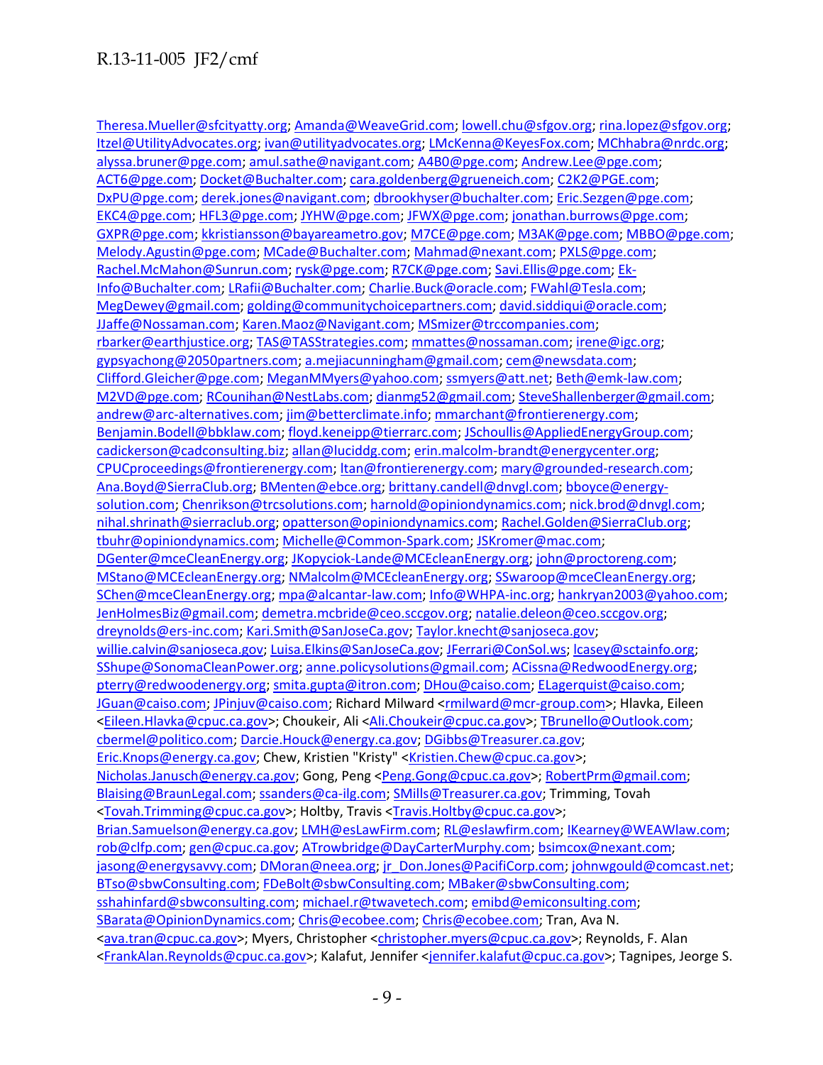Theresa.Mueller@sfcityatty.org; Amanda@WeaveGrid.com; lowell.chu@sfgov.org; rina.lopez@sfgov.org; Itzel@UtilityAdvocates.org; ivan@utilityadvocates.org; LMcKenna@KeyesFox.com; MChhabra@nrdc.org; alyssa.bruner@pge.com; amul.sathe@navigant.com; A4B0@pge.com; Andrew.Lee@pge.com; ACT6@pge.com; Docket@Buchalter.com; cara.goldenberg@grueneich.com; C2K2@PGE.com; DxPU@pge.com; derek.jones@navigant.com; dbrookhyser@buchalter.com; Eric.Sezgen@pge.com; EKC4@pge.com; HFL3@pge.com; JYHW@pge.com; JFWX@pge.com; jonathan.burrows@pge.com; GXPR@pge.com; kkristiansson@bayareametro.gov; M7CE@pge.com; M3AK@pge.com; MBBO@pge.com; Melody.Agustin@pge.com; MCade@Buchalter.com; Mahmad@nexant.com; PXLS@pge.com; Rachel.McMahon@Sunrun.com; rysk@pge.com; R7CK@pge.com; Savi.Ellis@pge.com; Ek-Info@Buchalter.com; LRafii@Buchalter.com; Charlie.Buck@oracle.com; FWahl@Tesla.com; MegDewey@gmail.com; golding@communitychoicepartners.com; david.siddiqui@oracle.com; JJaffe@Nossaman.com; Karen.Maoz@Navigant.com; MSmizer@trccompanies.com; rbarker@earthjustice.org; TAS@TASStrategies.com; mmattes@nossaman.com; irene@igc.org; gypsyachong@2050partners.com; a.mejiacunningham@gmail.com; cem@newsdata.com; Clifford.Gleicher@pge.com; MeganMMyers@yahoo.com; ssmyers@att.net; Beth@emk-law.com; M2VD@pge.com; RCounihan@NestLabs.com; dianmg52@gmail.com; SteveShallenberger@gmail.com; andrew@arc-alternatives.com; jim@betterclimate.info; mmarchant@frontierenergy.com; Benjamin.Bodell@bbklaw.com; floyd.keneipp@tierrarc.com; JSchoullis@AppliedEnergyGroup.com; cadickerson@cadconsulting.biz; allan@luciddg.com; erin.malcolm-brandt@energycenter.org; CPUCproceedings@frontierenergy.com; ltan@frontierenergy.com; mary@grounded-research.com; Ana.Boyd@SierraClub.org; BMenten@ebce.org; brittany.candell@dnvgl.com; bboyce@energy-solution.com; Chenrikson@trcsolutions.com; harnold@opiniondynamics.com; nick.brod@dnvgl.com; nihal.shrinath@sierraclub.org; opatterson@opiniondynamics.com; Rachel.Golden@SierraClub.org; tbuhr@opiniondynamics.com; Michelle@Common-Spark.com; JSKromer@mac.com; DGenter@mceCleanEnergy.org; JKopyciok-Lande@MCEcleanEnergy.org; john@proctoreng.com; MStano@MCEcleanEnergy.org; NMalcolm@MCEcleanEnergy.org; SSwaroop@mceCleanEnergy.org; SChen@mceCleanEnergy.org; mpa@alcantar-law.com; Info@WHPA-inc.org; hankryan2003@yahoo.com; JenHolmesBiz@gmail.com; demetra.mcbride@ceo.sccgov.org; natalie.deleon@ceo.sccgov.org; dreynolds@ers-inc.com; Kari.Smith@SanJoseCa.gov; Taylor.knecht@sanjoseca.gov; willie.calvin@sanjoseca.gov; Luisa.Elkins@SanJoseCa.gov; JFerrari@ConSol.ws; lcasey@sctainfo.org; SShupe@SonomaCleanPower.org; anne.policysolutions@gmail.com; ACissna@RedwoodEnergy.org; pterry@redwoodenergy.org; smita.gupta@itron.com; DHou@caiso.com; ELagerquist@caiso.com; JGuan@caiso.com; JPinjuv@caiso.com; Richard Milward <rmilward@mcr-group.com>; Hlavka, Eileen <Eileen.Hlavka@cpuc.ca.gov>; Choukeir, Ali <Ali.Choukeir@cpuc.ca.gov>; TBrunello@Outlook.com; cbermel@politico.com; Darcie.Houck@energy.ca.gov; DGibbs@Treasurer.ca.gov; Eric.Knops@energy.ca.gov; Chew, Kristien "Kristy" <Kristien.Chew@cpuc.ca.gov>; Nicholas.Janusch@energy.ca.gov; Gong, Peng <Peng.Gong@cpuc.ca.gov>; RobertPrm@gmail.com; Blaising@BraunLegal.com; ssanders@ca-ilg.com; SMills@Treasurer.ca.gov; Trimming, Tovah <Tovah.Trimming@cpuc.ca.gov>; Holtby, Travis <Travis.Holtby@cpuc.ca.gov>; Brian.Samuelson@energy.ca.gov; LMH@esLawFirm.com; RL@eslawfirm.com; IKearney@WEAWlaw.com; rob@clfp.com; gen@cpuc.ca.gov; ATrowbridge@DayCarterMurphy.com; bsimcox@nexant.com; jasong@energysavvy.com; DMoran@neea.org; jr_Don.Jones@PacifiCorp.com; johnwgould@comcast.net; BTso@sbwConsulting.com; FDeBolt@sbwConsulting.com; MBaker@sbwConsulting.com; sshahinfard@sbwconsulting.com; michael.r@twavetech.com; emibd@emiconsulting.com; SBarata@OpinionDynamics.com; Chris@ecobee.com; Chris@ecobee.com; Tran, Ava N. <ava.tran@cpuc.ca.gov>; Myers, Christopher <christopher.myers@cpuc.ca.gov>; Reynolds, F. Alan <FrankAlan.Reynolds@cpuc.ca.gov>; Kalafut, Jennifer <jennifer.kalafut@cpuc.ca.gov>; Tagnipes, Jeorge S.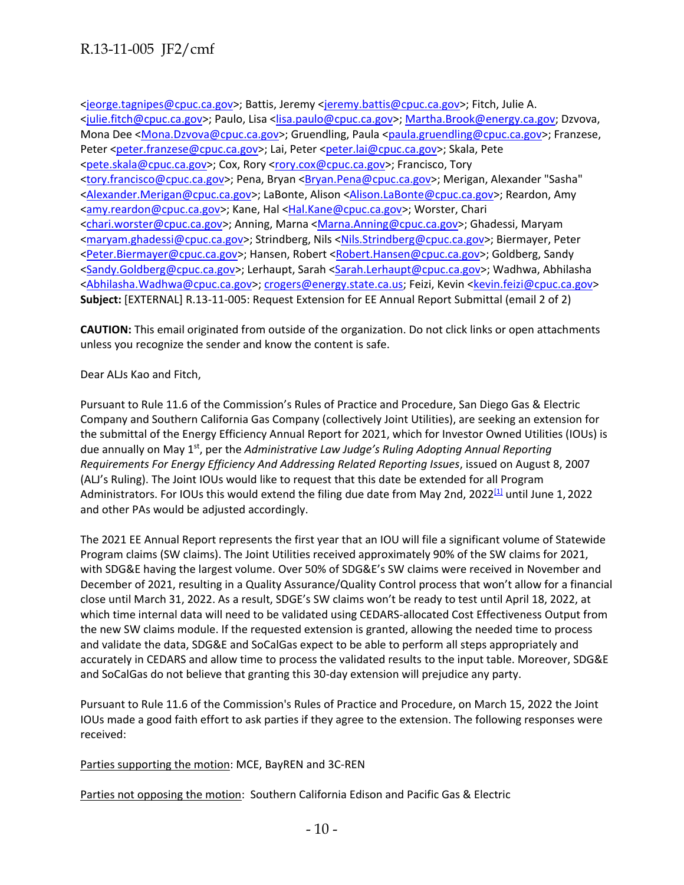<jeorge.tagnipes@cpuc.ca.gov>; Battis, Jeremy <jeremy.battis@cpuc.ca.gov>; Fitch, Julie A. <julie.fitch@cpuc.ca.gov>; Paulo, Lisa <lisa.paulo@cpuc.ca.gov>; Martha.Brook@energy.ca.gov; Dzvova, Mona Dee <Mona.Dzvova@cpuc.ca.gov>; Gruendling, Paula <paula.gruendling@cpuc.ca.gov>; Franzese, Peter <peter.franzese@cpuc.ca.gov>; Lai, Peter <peter.lai@cpuc.ca.gov>; Skala, Pete <pete.skala@cpuc.ca.gov>; Cox, Rory <rory.cox@cpuc.ca.gov>; Francisco, Tory <tory.francisco@cpuc.ca.gov>; Pena, Bryan <Bryan.Pena@cpuc.ca.gov>; Merigan, Alexander "Sasha" <Alexander.Merigan@cpuc.ca.gov>; LaBonte, Alison <Alison.LaBonte@cpuc.ca.gov>; Reardon, Amy <amy.reardon@cpuc.ca.gov>; Kane, Hal <Hal.Kane@cpuc.ca.gov>; Worster, Chari <chari.worster@cpuc.ca.gov>; Anning, Marna <Marna.Anning@cpuc.ca.gov>; Ghadessi, Maryam <maryam.ghadessi@cpuc.ca.gov>; Strindberg, Nils <Nils.Strindberg@cpuc.ca.gov>; Biermayer, Peter <Peter.Biermayer@cpuc.ca.gov>; Hansen, Robert <Robert.Hansen@cpuc.ca.gov>; Goldberg, Sandy <Sandy.Goldberg@cpuc.ca.gov>; Lerhaupt, Sarah <Sarah.Lerhaupt@cpuc.ca.gov>; Wadhwa, Abhilasha <Abhilasha.Wadhwa@cpuc.ca.gov>; crogers@energy.state.ca.us; Feizi, Kevin <kevin.feizi@cpuc.ca.gov>
**Subject:** [EXTERNAL] R.13-11-005: Request Extension for EE Annual Report Submittal (email 2 of 2)

**CAUTION:** This email originated from outside of the organization. Do not click links or open attachments unless you recognize the sender and know the content is safe.

Dear ALJs Kao and Fitch,

Pursuant to Rule 11.6 of the Commission's Rules of Practice and Procedure, San Diego Gas & Electric Company and Southern California Gas Company (collectively Joint Utilities), are seeking an extension for the submittal of the Energy Efficiency Annual Report for 2021, which for Investor Owned Utilities (IOUs) is due annually on May 1st, per the *Administrative Law Judge's Ruling Adopting Annual Reporting Requirements For Energy Efficiency And Addressing Related Reporting Issues*, issued on August 8, 2007 (ALJ's Ruling). The Joint IOUs would like to request that this date be extended for all Program Administrators. For IOUs this would extend the filing due date from May 2nd, 2022[1] until June 1, 2022 and other PAs would be adjusted accordingly.

The 2021 EE Annual Report represents the first year that an IOU will file a significant volume of Statewide Program claims (SW claims). The Joint Utilities received approximately 90% of the SW claims for 2021, with SDG&E having the largest volume. Over 50% of SDG&E's SW claims were received in November and December of 2021, resulting in a Quality Assurance/Quality Control process that won't allow for a financial close until March 31, 2022. As a result, SDGE's SW claims won't be ready to test until April 18, 2022, at which time internal data will need to be validated using CEDARS-allocated Cost Effectiveness Output from the new SW claims module. If the requested extension is granted, allowing the needed time to process and validate the data, SDG&E and SoCalGas expect to be able to perform all steps appropriately and accurately in CEDARS and allow time to process the validated results to the input table. Moreover, SDG&E and SoCalGas do not believe that granting this 30-day extension will prejudice any party.

Pursuant to Rule 11.6 of the Commission's Rules of Practice and Procedure, on March 15, 2022 the Joint IOUs made a good faith effort to ask parties if they agree to the extension. The following responses were received:

Parties supporting the motion: MCE, BayREN and 3C-REN

Parties not opposing the motion: Southern California Edison and Pacific Gas & Electric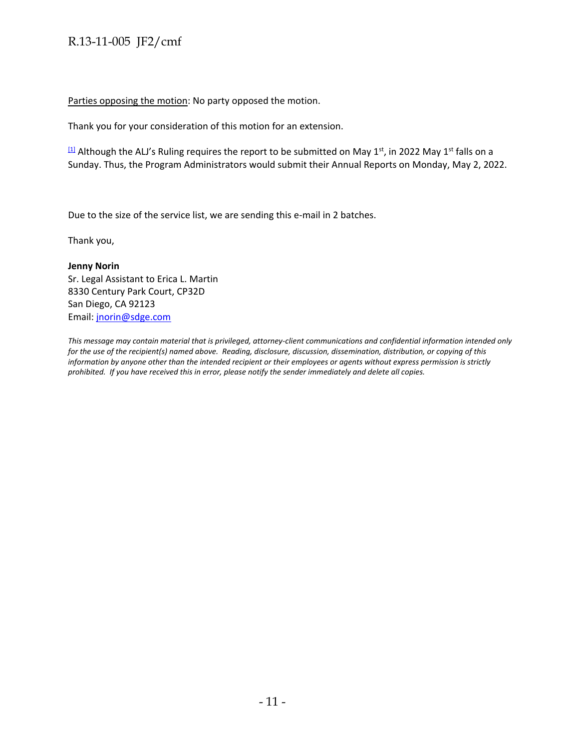Parties opposing the motion: No party opposed the motion.

Thank you for your consideration of this motion for an extension.

[1] Although the ALJ's Ruling requires the report to be submitted on May 1st, in 2022 May 1st falls on a Sunday. Thus, the Program Administrators would submit their Annual Reports on Monday, May 2, 2022.

Due to the size of the service list, we are sending this e-mail in 2 batches.

Thank you,

**Jenny Norin**  
Sr. Legal Assistant to Erica L. Martin  
8330 Century Park Court, CP32D  
San Diego, CA 92123  
Email: jnorin@sdge.com

*This message may contain material that is privileged, attorney-client communications and confidential information intended only for the use of the recipient(s) named above. Reading, disclosure, discussion, dissemination, distribution, or copying of this information by anyone other than the intended recipient or their employees or agents without express permission is strictly prohibited. If you have received this in error, please notify the sender immediately and delete all copies.*